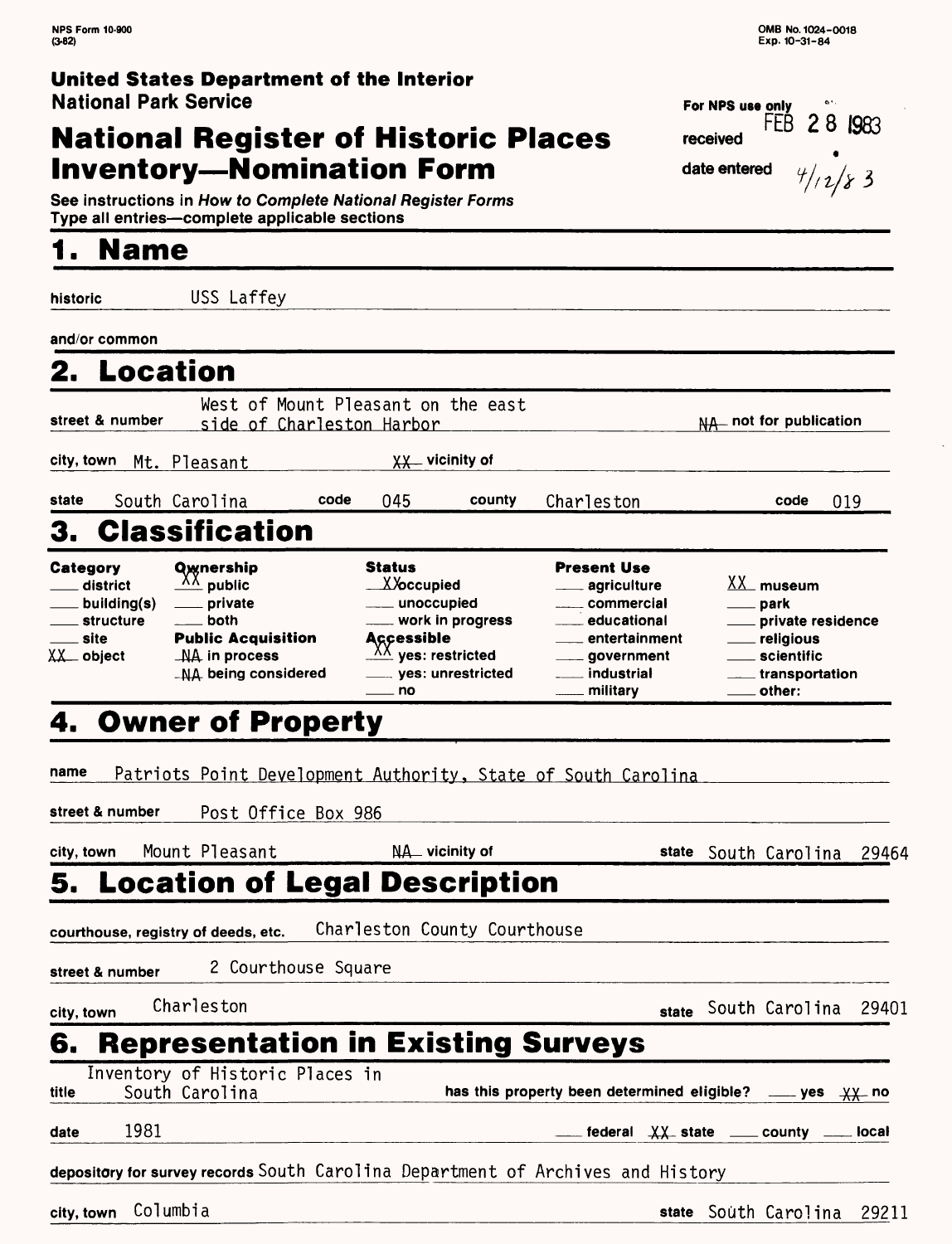NPS Form 10-900 (3-82)

OMB No. 1024-0018 Exp. 10-31-84

**United States Department of the Interior**
**National Park Service**

# National Register of Historic Places Inventory—Nomination Form

For NPS use only
received FEB 28 1983
date entered 4/12/83

See instructions in *How to Complete National Register Forms*
Type all entries—complete applicable sections

## 1. Name

historic USS Laffey

and/or common

## 2. Location

street & number West of Mount Pleasant on the east side of Charleston Harbor — NA not for publication

city, town Mt. Pleasant — XX vicinity of

state South Carolina code 045 county Charleston code 019

## 3. Classification

| Category | Ownership | Status | Present Use | |
|---|---|---|---|---|
| ___ district | XX public | XX occupied | ___ agriculture | XX museum |
| ___ building(s) | ___ private | ___ unoccupied | ___ commercial | ___ park |
| ___ structure | ___ both | ___ work in progress | ___ educational | ___ private residence |
| ___ site | **Public Acquisition** | **Accessible** | ___ entertainment | ___ religious |
| XX object | NA in process | XX yes: restricted | ___ government | ___ scientific |
| | NA being considered | ___ yes: unrestricted | ___ industrial | ___ transportation |
| | | ___ no | ___ military | ___ other: |

## 4. Owner of Property

name Patriots Point Development Authority, State of South Carolina

street & number Post Office Box 986

city, town Mount Pleasant — NA vicinity of — state South Carolina 29464

## 5. Location of Legal Description

courthouse, registry of deeds, etc. Charleston County Courthouse

street & number 2 Courthouse Square

city, town Charleston — state South Carolina 29401

## 6. Representation in Existing Surveys

title Inventory of Historic Places in South Carolina — has this property been determined eligible? ___ yes XX no

date 1981 — ___ federal XX state ___ county ___ local

depository for survey records South Carolina Department of Archives and History

city, town Columbia — state South Carolina 29211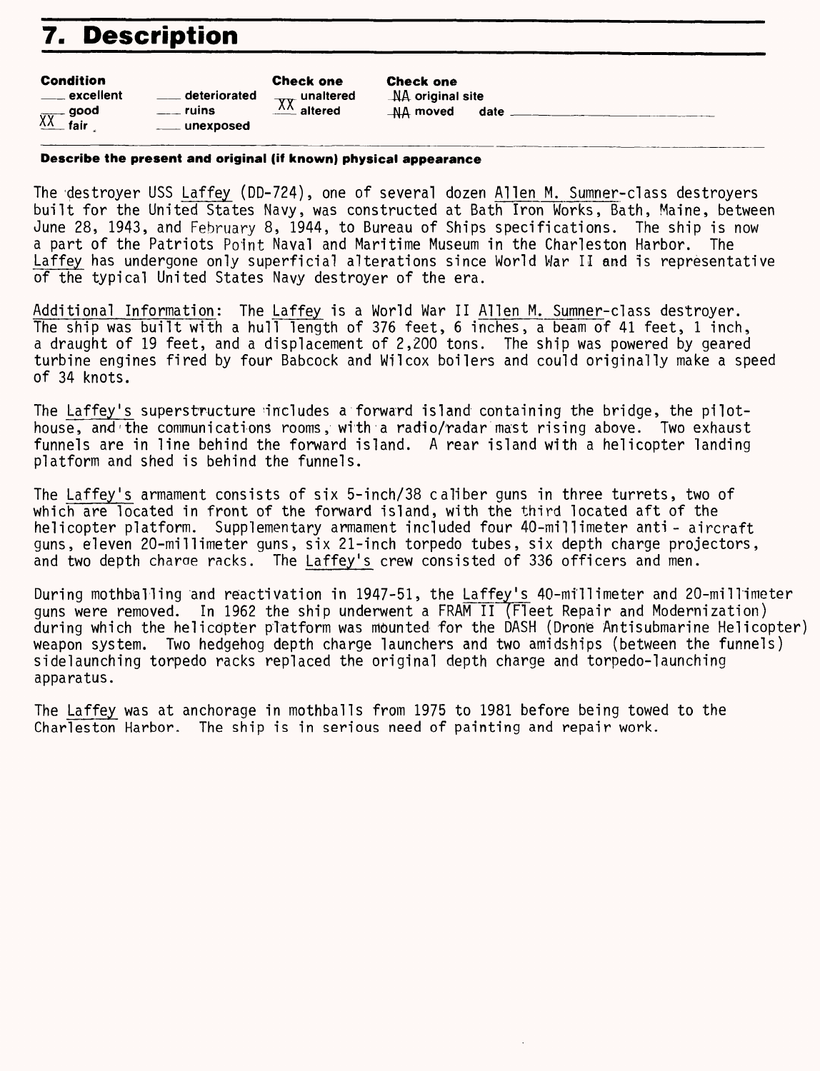# 7. Description

| Condition | | Check one | Check one |
|---|---|---|---|
| ___ excellent | ___ deteriorated | ___ unaltered | NA original site |
| ___ good | ___ ruins | XX altered | NA moved date ___ |
| XX fair | ___ unexposed | | |

**Describe the present and original (if known) physical appearance**

The destroyer USS Laffey (DD-724), one of several dozen Allen M. Sumner-class destroyers built for the United States Navy, was constructed at Bath Iron Works, Bath, Maine, between June 28, 1943, and February 8, 1944, to Bureau of Ships specifications. The ship is now a part of the Patriots Point Naval and Maritime Museum in the Charleston Harbor. The Laffey has undergone only superficial alterations since World War II and is representative of the typical United States Navy destroyer of the era.

Additional Information: The Laffey is a World War II Allen M. Sumner-class destroyer. The ship was built with a hull length of 376 feet, 6 inches, a beam of 41 feet, 1 inch, a draught of 19 feet, and a displacement of 2,200 tons. The ship was powered by geared turbine engines fired by four Babcock and Wilcox boilers and could originally make a speed of 34 knots.

The Laffey's superstructure includes a forward island containing the bridge, the pilot-house, and the communications rooms, with a radio/radar mast rising above. Two exhaust funnels are in line behind the forward island. A rear island with a helicopter landing platform and shed is behind the funnels.

The Laffey's armament consists of six 5-inch/38 caliber guns in three turrets, two of which are located in front of the forward island, with the third located aft of the helicopter platform. Supplementary armament included four 40-millimeter anti - aircraft guns, eleven 20-millimeter guns, six 21-inch torpedo tubes, six depth charge projectors, and two depth charge racks. The Laffey's crew consisted of 336 officers and men.

During mothballing and reactivation in 1947-51, the Laffey's 40-millimeter and 20-millimeter guns were removed. In 1962 the ship underwent a FRAM II (Fleet Repair and Modernization) during which the helicopter platform was mounted for the DASH (Drone Antisubmarine Helicopter) weapon system. Two hedgehog depth charge launchers and two amidships (between the funnels) sidelaunching torpedo racks replaced the original depth charge and torpedo-launching apparatus.

The Laffey was at anchorage in mothballs from 1975 to 1981 before being towed to the Charleston Harbor. The ship is in serious need of painting and repair work.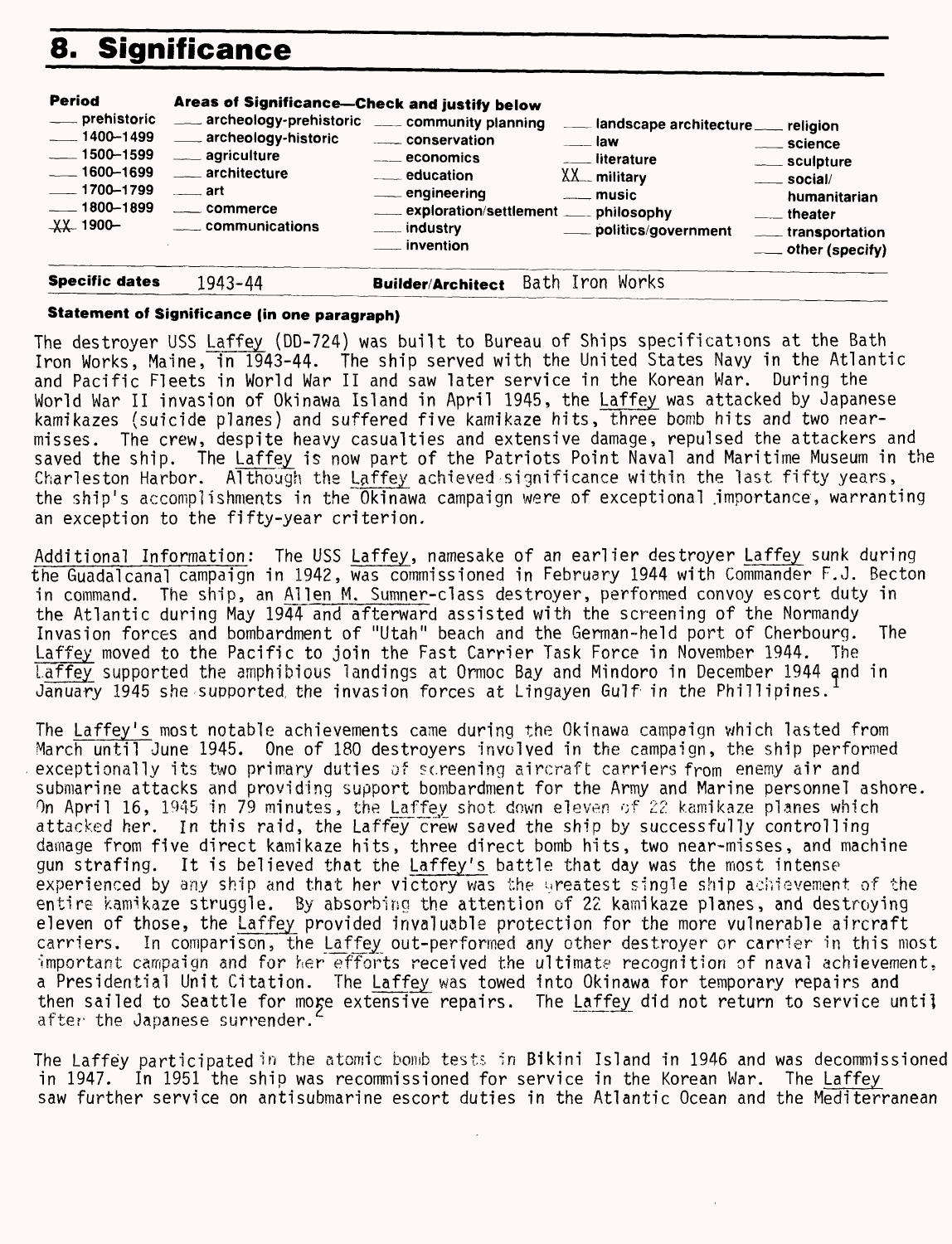# 8. Significance

| Period | Areas of Significance—Check and justify below | | | |
|---|---|---|---|---|
| ___ prehistoric | ___ archeology-prehistoric | ___ community planning | ___ landscape architecture | ___ religion |
| ___ 1400–1499 | ___ archeology-historic | ___ conservation | ___ law | ___ science |
| ___ 1500–1599 | ___ agriculture | ___ economics | ___ literature | ___ sculpture |
| ___ 1600–1699 | ___ architecture | ___ education | XX military | ___ social/humanitarian |
| ___ 1700–1799 | ___ art | ___ engineering | ___ music | ___ theater |
| ___ 1800–1899 | ___ commerce | ___ exploration/settlement | ___ philosophy | ___ transportation |
| XX 1900– | ___ communications | ___ industry | ___ politics/government | ___ other (specify) |
| | | ___ invention | | |

**Specific dates** 1943-44 **Builder/Architect** Bath Iron Works

**Statement of Significance (in one paragraph)**

The destroyer USS Laffey (DD-724) was built to Bureau of Ships specifications at the Bath Iron Works, Maine, in 1943-44. The ship served with the United States Navy in the Atlantic and Pacific Fleets in World War II and saw later service in the Korean War. During the World War II invasion of Okinawa Island in April 1945, the Laffey was attacked by Japanese kamikazes (suicide planes) and suffered five kamikaze hits, three bomb hits and two near-misses. The crew, despite heavy casualties and extensive damage, repulsed the attackers and saved the ship. The Laffey is now part of the Patriots Point Naval and Maritime Museum in the Charleston Harbor. Although the Laffey achieved significance within the last fifty years, the ship's accomplishments in the Okinawa campaign were of exceptional importance, warranting an exception to the fifty-year criterion.

Additional Information: The USS Laffey, namesake of an earlier destroyer Laffey sunk during the Guadalcanal campaign in 1942, was commissioned in February 1944 with Commander F.J. Becton in command. The ship, an Allen M. Sumner-class destroyer, performed convoy escort duty in the Atlantic during May 1944 and afterward assisted with the screening of the Normandy Invasion forces and bombardment of "Utah" beach and the German-held port of Cherbourg. The Laffey moved to the Pacific to join the Fast Carrier Task Force in November 1944. The Laffey supported the amphibious landings at Ormoc Bay and Mindoro in December 1944 and in January 1945 she supported the invasion forces at Lingayen Gulf in the Phillipines.[1]

The Laffey's most notable achievements came during the Okinawa campaign which lasted from March until June 1945. One of 180 destroyers involved in the campaign, the ship performed exceptionally its two primary duties of screening aircraft carriers from enemy air and submarine attacks and providing support bombardment for the Army and Marine personnel ashore. On April 16, 1945 in 79 minutes, the Laffey shot down eleven of 22 kamikaze planes which attacked her. In this raid, the Laffey crew saved the ship by successfully controlling damage from five direct kamikaze hits, three direct bomb hits, two near-misses, and machine gun strafing. It is believed that the Laffey's battle that day was the most intense experienced by any ship and that her victory was the greatest single ship achievement of the entire kamikaze struggle. By absorbing the attention of 22 kamikaze planes, and destroying eleven of those, the Laffey provided invaluable protection for the more vulnerable aircraft carriers. In comparison, the Laffey out-performed any other destroyer or carrier in this most important campaign and for her efforts received the ultimate recognition of naval achievement, a Presidential Unit Citation. The Laffey was towed into Okinawa for temporary repairs and then sailed to Seattle for more extensive repairs. The Laffey did not return to service until after the Japanese surrender.[2]

The Laffey participated in the atomic bomb tests in Bikini Island in 1946 and was decommissioned in 1947. In 1951 the ship was recommissioned for service in the Korean War. The Laffey saw further service on antisubmarine escort duties in the Atlantic Ocean and the Mediterranean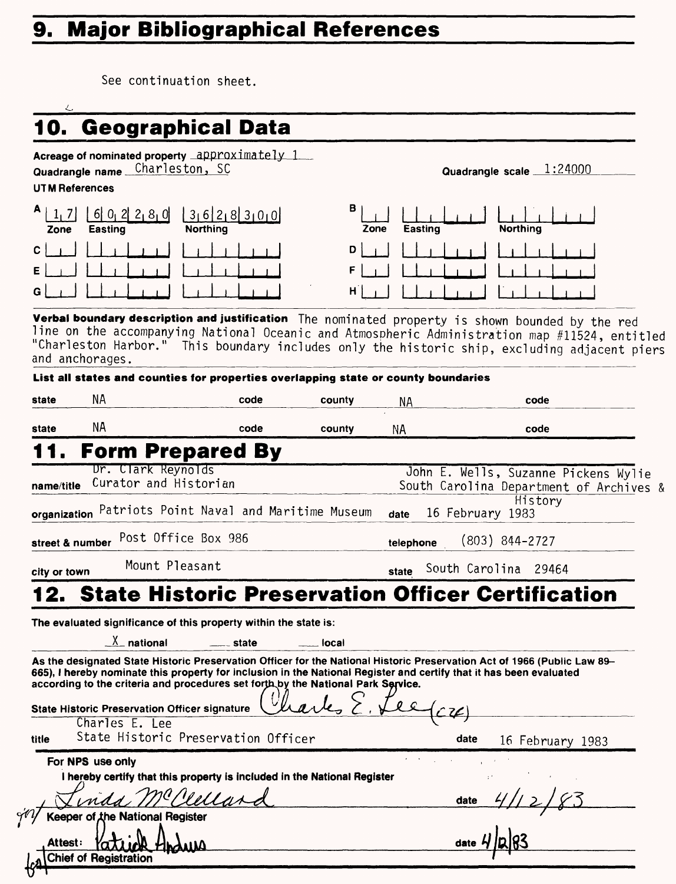## 9. Major Bibliographical References

See continuation sheet.

## 10. Geographical Data

**Acreage of nominated property** approximately 1

**Quadrangle name** Charleston, SC **Quadrangle scale** 1:24000

**UTM References**

| | Zone | Easting | Northing | | Zone | Easting | Northing |
|---|---|---|---|---|---|---|---|
| A | 17 | 602280 | 3628300 | B | | | |
| C | | | | D | | | |
| E | | | | F | | | |
| G | | | | H | | | |

**Verbal boundary description and justification** The nominated property is shown bounded by the red line on the accompanying National Oceanic and Atmospheric Administration map #11524, entitled "Charleston Harbor." This boundary includes only the historic ship, excluding adjacent piers and anchorages.

**List all states and counties for properties overlapping state or county boundaries**

| state | | code | | county | | code | |
|---|---|---|---|---|---|---|---|
| state | NA | code | | county | NA | code | |
| state | NA | code | | county | NA | code | |

## 11. Form Prepared By

**name/title** Dr. Clark Reynolds, Curator and Historian; John E. Wells, Suzanne Pickens Wylie, South Carolina Department of Archives & History

**organization** Patriots Point Naval and Maritime Museum **date** 16 February 1983

**street & number** Post Office Box 986 **telephone** (803) 844-2727

**city or town** Mount Pleasant **state** South Carolina 29464

## 12. State Historic Preservation Officer Certification

**The evaluated significance of this property within the state is:**

X national ___ state ___ local

As the designated State Historic Preservation Officer for the National Historic Preservation Act of 1966 (Public Law 89-665), I hereby nominate this property for inclusion in the National Register and certify that it has been evaluated according to the criteria and procedures set forth by the National Park Service.

**State Historic Preservation Officer signature** Charles E. Lee (CEL)

**title** Charles E. Lee, State Historic Preservation Officer **date** 16 February 1983

**For NPS use only**

I hereby certify that this property is included in the National Register

Linda McClelland **date** 4/12/83

Keeper of the National Register

**Attest:** Patrick Andrus **date** 4/12/83

Chief of Registration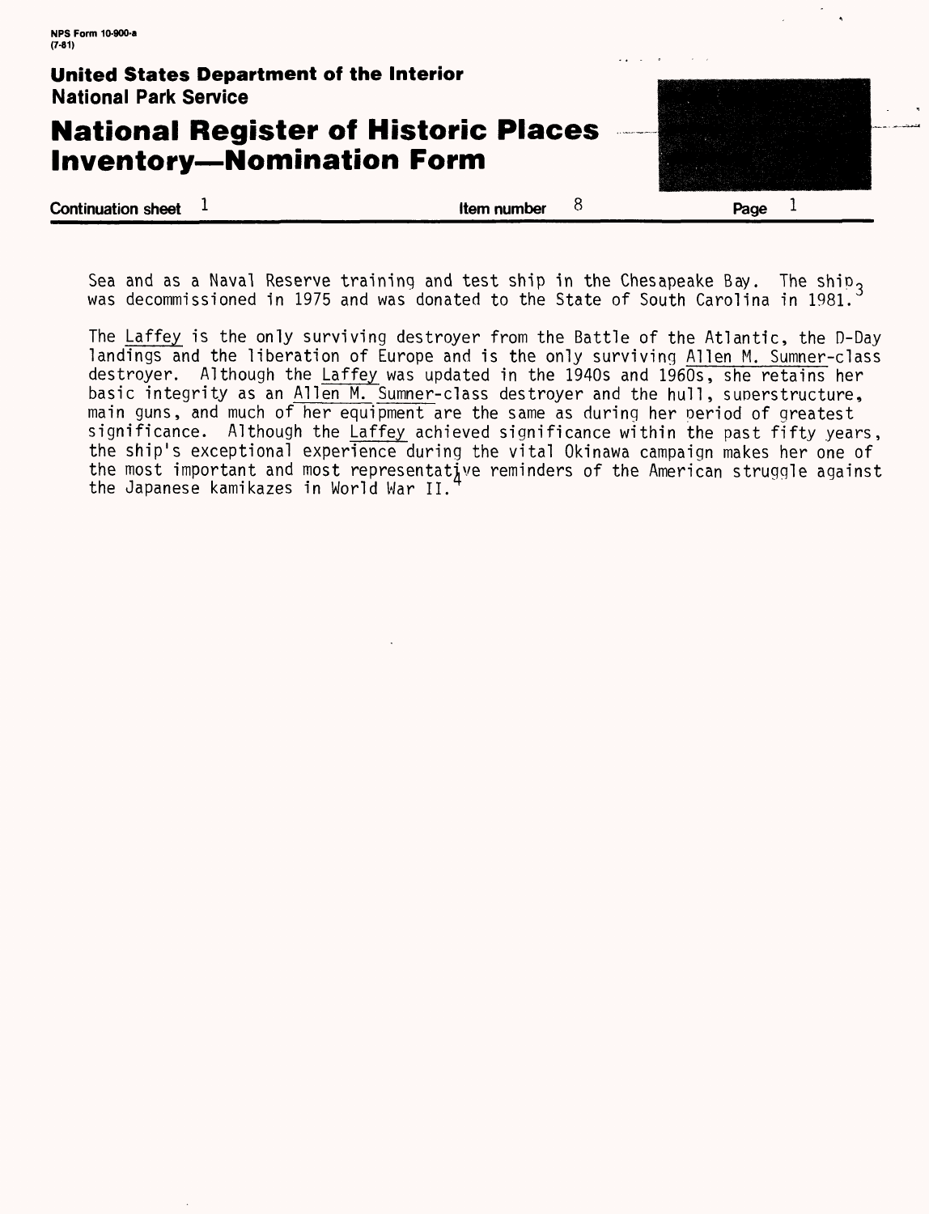Sea and as a Naval Reserve training and test ship in the Chesapeake Bay. The ship was decommissioned in 1975 and was donated to the State of South Carolina in 1981.[3]

The Laffey is the only surviving destroyer from the Battle of the Atlantic, the D-Day landings and the liberation of Europe and is the only surviving Allen M. Sumner-class destroyer. Although the Laffey was updated in the 1940s and 1960s, she retains her basic integrity as an Allen M. Sumner-class destroyer and the hull, superstructure, main guns, and much of her equipment are the same as during her period of greatest significance. Although the Laffey achieved significance within the past fifty years, the ship's exceptional experience during the vital Okinawa campaign makes her one of the most important and most representative reminders of the American struggle against the Japanese kamikazes in World War II.[4]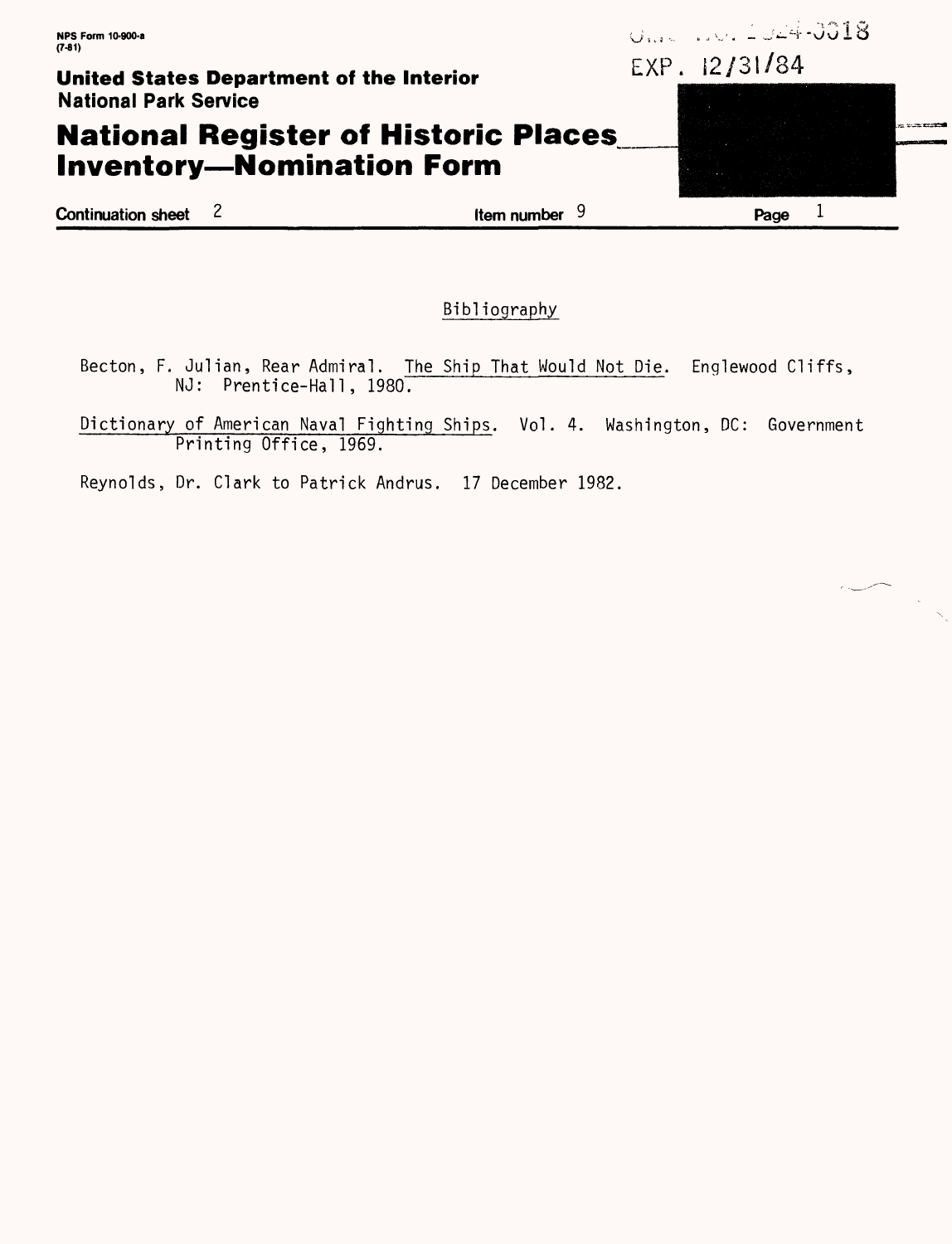NPS Form 10-900-a
(7-81)

OMB No. 1024-0018
EXP. 12/31/84

**United States Department of the Interior**
**National Park Service**

# National Register of Historic Places Inventory—Nomination Form

**Continuation sheet** 2 **Item number** 9 **Page** 1

## Bibliography

Becton, F. Julian, Rear Admiral. The Ship That Would Not Die. Englewood Cliffs, NJ: Prentice-Hall, 1980.

Dictionary of American Naval Fighting Ships. Vol. 4. Washington, DC: Government Printing Office, 1969.

Reynolds, Dr. Clark to Patrick Andrus. 17 December 1982.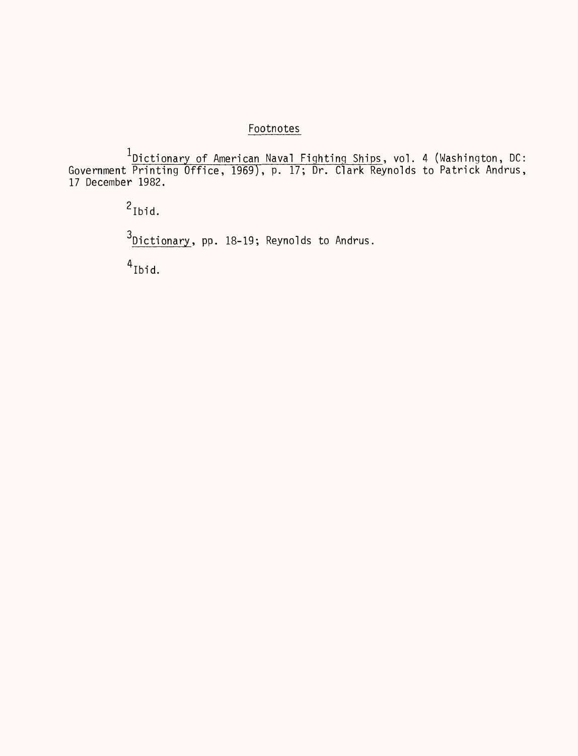## Footnotes

[1] *Dictionary of American Naval Fighting Ships*, vol. 4 (Washington, DC: Government Printing Office, 1969), p. 17; Dr. Clark Reynolds to Patrick Andrus, 17 December 1982.

[2] Ibid.

[3] *Dictionary*, pp. 18-19; Reynolds to Andrus.

[4] Ibid.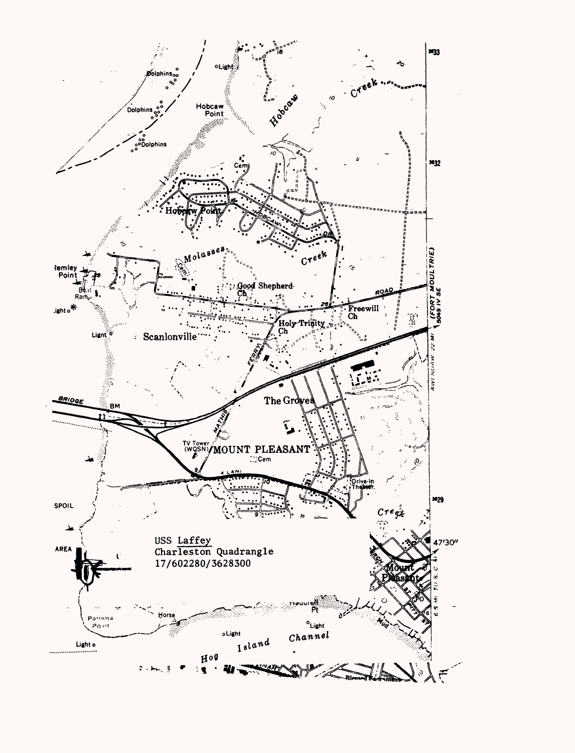USS Laffey
Charleston Quadrangle
17/602280/3628300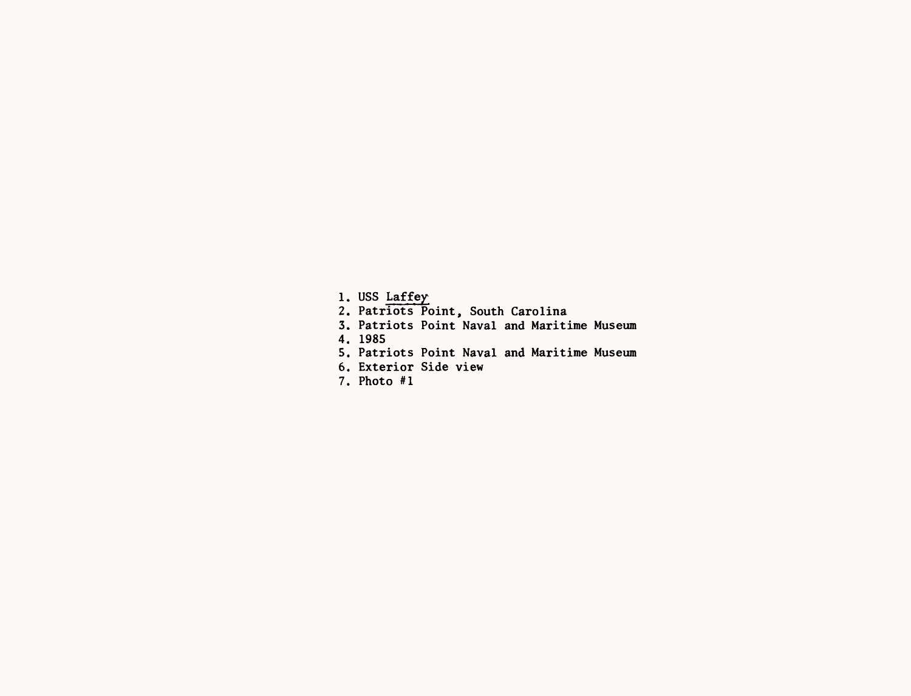1. USS *Laffey*
2. Patriots Point, South Carolina
3. Patriots Point Naval and Maritime Museum
4. 1985
5. Patriots Point Naval and Maritime Museum
6. Exterior Side view
7. Photo #1